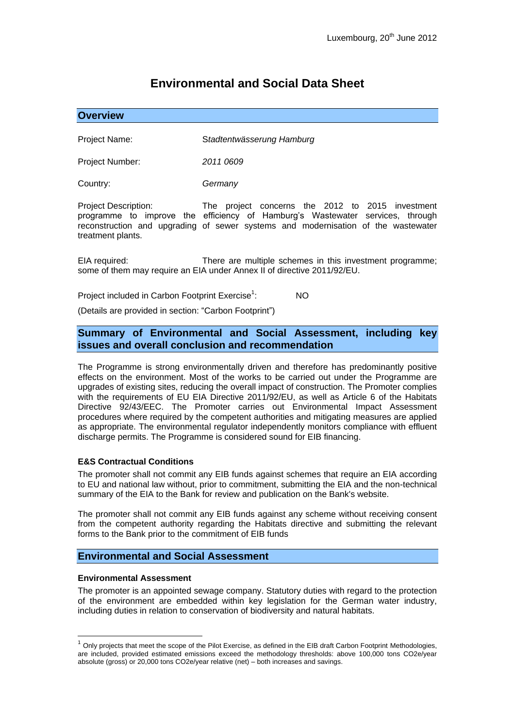Luxembourg, 20th June 2012

# Environmental and Social Data Sheet

## Overview

Project Name: *Stadtentwässerung Hamburg*

Project Number: *2011 0609*

Country: *Germany*

Project Description: The project concerns the 2012 to 2015 investment programme to improve the efficiency of Hamburg's Wastewater services, through reconstruction and upgrading of sewer systems and modernisation of the wastewater treatment plants.

EIA required: There are multiple schemes in this investment programme; some of them may require an EIA under Annex II of directive 2011/92/EU.

Project included in Carbon Footprint Exercise[1]: NO

(Details are provided in section: "Carbon Footprint")

## Summary of Environmental and Social Assessment, including key issues and overall conclusion and recommendation

The Programme is strong environmentally driven and therefore has predominantly positive effects on the environment. Most of the works to be carried out under the Programme are upgrades of existing sites, reducing the overall impact of construction. The Promoter complies with the requirements of EU EIA Directive 2011/92/EU, as well as Article 6 of the Habitats Directive 92/43/EEC. The Promoter carries out Environmental Impact Assessment procedures where required by the competent authorities and mitigating measures are applied as appropriate. The environmental regulator independently monitors compliance with effluent discharge permits. The Programme is considered sound for EIB financing.

### E&S Contractual Conditions

The promoter shall not commit any EIB funds against schemes that require an EIA according to EU and national law without, prior to commitment, submitting the EIA and the non-technical summary of the EIA to the Bank for review and publication on the Bank's website.

The promoter shall not commit any EIB funds against any scheme without receiving consent from the competent authority regarding the Habitats directive and submitting the relevant forms to the Bank prior to the commitment of EIB funds

## Environmental and Social Assessment

### Environmental Assessment

The promoter is an appointed sewage company. Statutory duties with regard to the protection of the environment are embedded within key legislation for the German water industry, including duties in relation to conservation of biodiversity and natural habitats.

[1] Only projects that meet the scope of the Pilot Exercise, as defined in the EIB draft Carbon Footprint Methodologies, are included, provided estimated emissions exceed the methodology thresholds: above 100,000 tons $CO_2e$/year absolute (gross) or 20,000 tons $CO_2e$/year relative (net) – both increases and savings.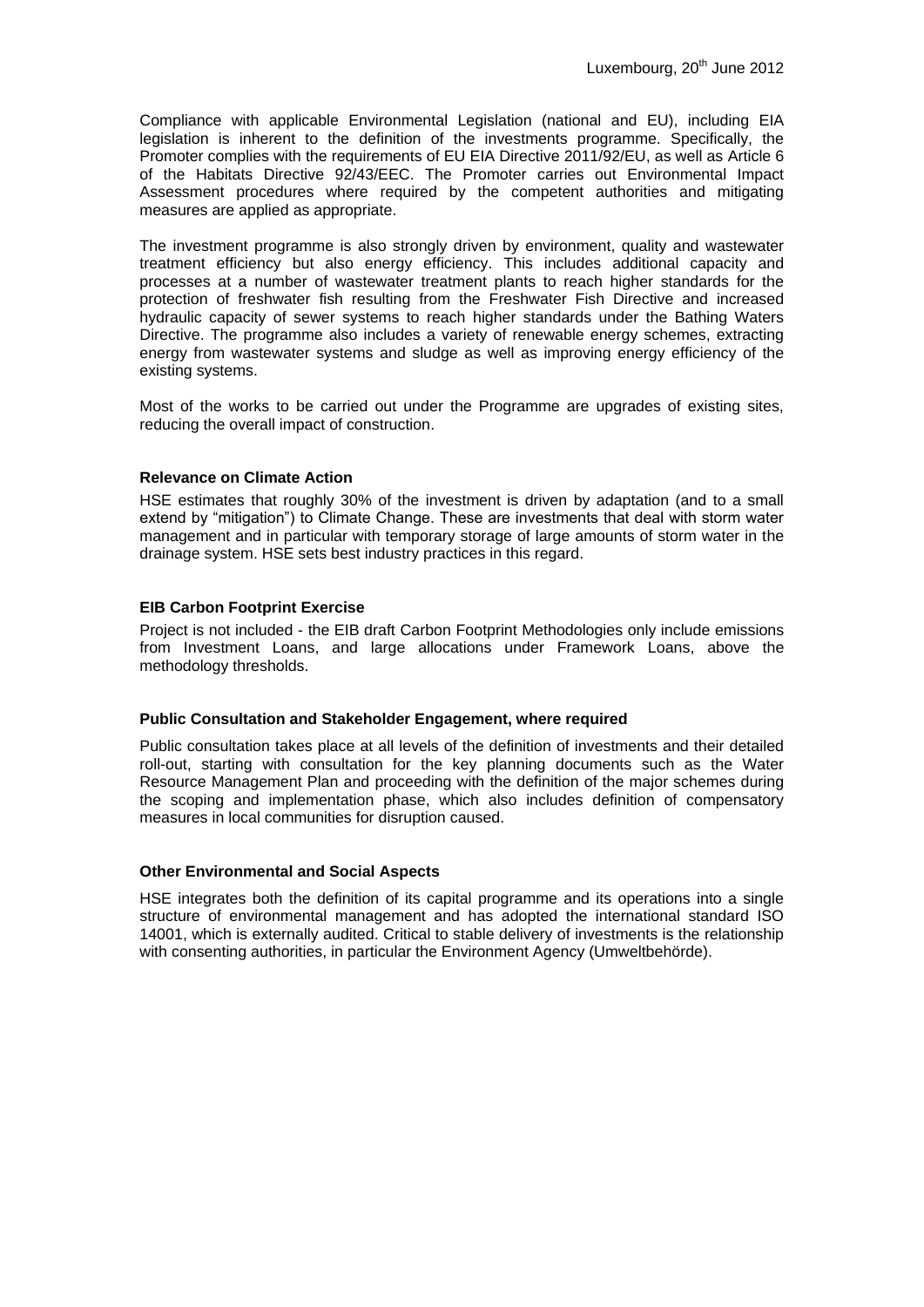Luxembourg, 20th June 2012

Compliance with applicable Environmental Legislation (national and EU), including EIA legislation is inherent to the definition of the investments programme. Specifically, the Promoter complies with the requirements of EU EIA Directive 2011/92/EU, as well as Article 6 of the Habitats Directive 92/43/EEC. The Promoter carries out Environmental Impact Assessment procedures where required by the competent authorities and mitigating measures are applied as appropriate.

The investment programme is also strongly driven by environment, quality and wastewater treatment efficiency but also energy efficiency. This includes additional capacity and processes at a number of wastewater treatment plants to reach higher standards for the protection of freshwater fish resulting from the Freshwater Fish Directive and increased hydraulic capacity of sewer systems to reach higher standards under the Bathing Waters Directive. The programme also includes a variety of renewable energy schemes, extracting energy from wastewater systems and sludge as well as improving energy efficiency of the existing systems.

Most of the works to be carried out under the Programme are upgrades of existing sites, reducing the overall impact of construction.

**Relevance on Climate Action**

HSE estimates that roughly 30% of the investment is driven by adaptation (and to a small extend by "mitigation") to Climate Change. These are investments that deal with storm water management and in particular with temporary storage of large amounts of storm water in the drainage system. HSE sets best industry practices in this regard.

**EIB Carbon Footprint Exercise**

Project is not included - the EIB draft Carbon Footprint Methodologies only include emissions from Investment Loans, and large allocations under Framework Loans, above the methodology thresholds.

**Public Consultation and Stakeholder Engagement, where required**

Public consultation takes place at all levels of the definition of investments and their detailed roll-out, starting with consultation for the key planning documents such as the Water Resource Management Plan and proceeding with the definition of the major schemes during the scoping and implementation phase, which also includes definition of compensatory measures in local communities for disruption caused.

**Other Environmental and Social Aspects**

HSE integrates both the definition of its capital programme and its operations into a single structure of environmental management and has adopted the international standard ISO 14001, which is externally audited. Critical to stable delivery of investments is the relationship with consenting authorities, in particular the Environment Agency (Umweltbehörde).